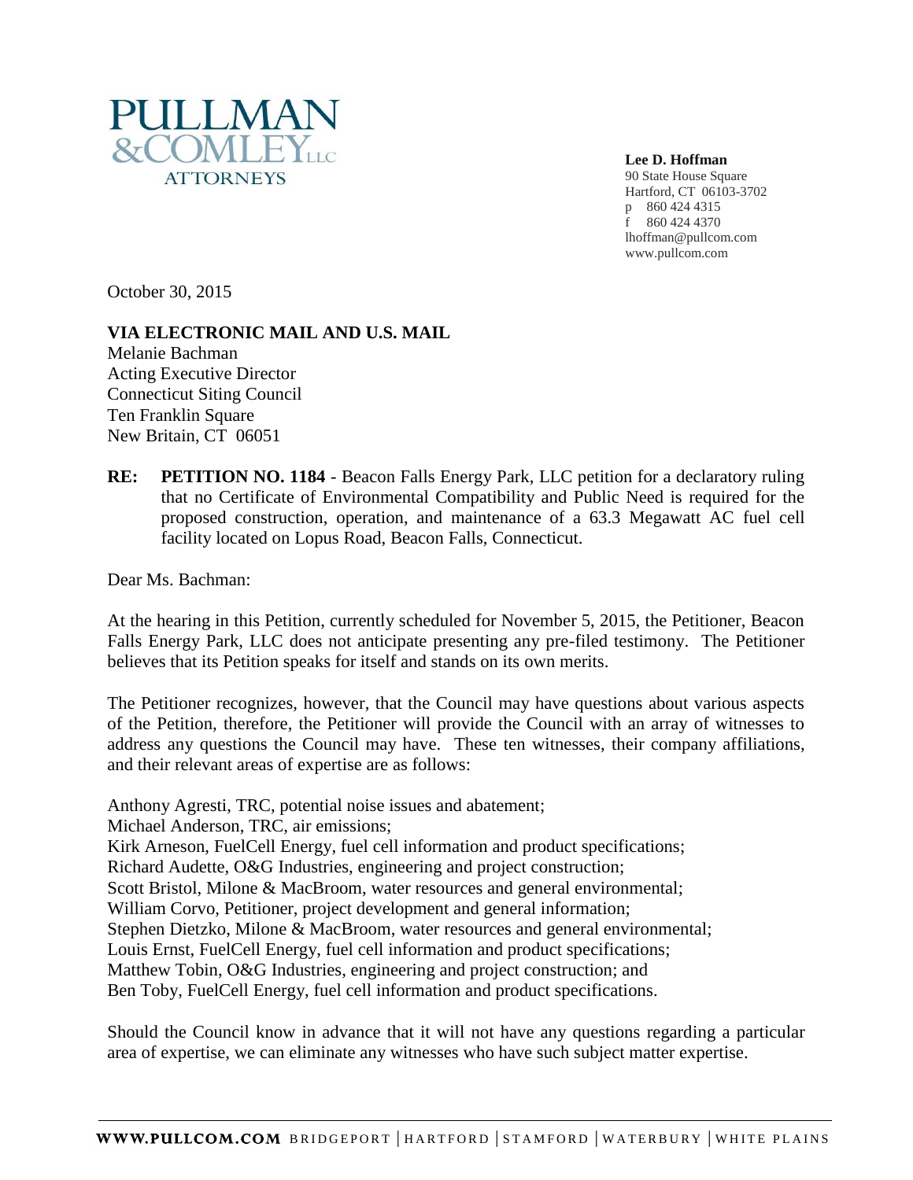PULLMAN
&COMLEY LLC
ATTORNEYS

**Lee D. Hoffman**
90 State House Square
Hartford, CT 06103-3702
p 860 424 4315
f 860 424 4370
lhoffman@pullcom.com
www.pullcom.com

October 30, 2015

**VIA ELECTRONIC MAIL AND U.S. MAIL**
Melanie Bachman
Acting Executive Director
Connecticut Siting Council
Ten Franklin Square
New Britain, CT 06051

**RE: PETITION NO. 1184** - Beacon Falls Energy Park, LLC petition for a declaratory ruling that no Certificate of Environmental Compatibility and Public Need is required for the proposed construction, operation, and maintenance of a 63.3 Megawatt AC fuel cell facility located on Lopus Road, Beacon Falls, Connecticut.

Dear Ms. Bachman:

At the hearing in this Petition, currently scheduled for November 5, 2015, the Petitioner, Beacon Falls Energy Park, LLC does not anticipate presenting any pre-filed testimony. The Petitioner believes that its Petition speaks for itself and stands on its own merits.

The Petitioner recognizes, however, that the Council may have questions about various aspects of the Petition, therefore, the Petitioner will provide the Council with an array of witnesses to address any questions the Council may have. These ten witnesses, their company affiliations, and their relevant areas of expertise are as follows:

Anthony Agresti, TRC, potential noise issues and abatement;
Michael Anderson, TRC, air emissions;
Kirk Arneson, FuelCell Energy, fuel cell information and product specifications;
Richard Audette, O&G Industries, engineering and project construction;
Scott Bristol, Milone & MacBroom, water resources and general environmental;
William Corvo, Petitioner, project development and general information;
Stephen Dietzko, Milone & MacBroom, water resources and general environmental;
Louis Ernst, FuelCell Energy, fuel cell information and product specifications;
Matthew Tobin, O&G Industries, engineering and project construction; and
Ben Toby, FuelCell Energy, fuel cell information and product specifications.

Should the Council know in advance that it will not have any questions regarding a particular area of expertise, we can eliminate any witnesses who have such subject matter expertise.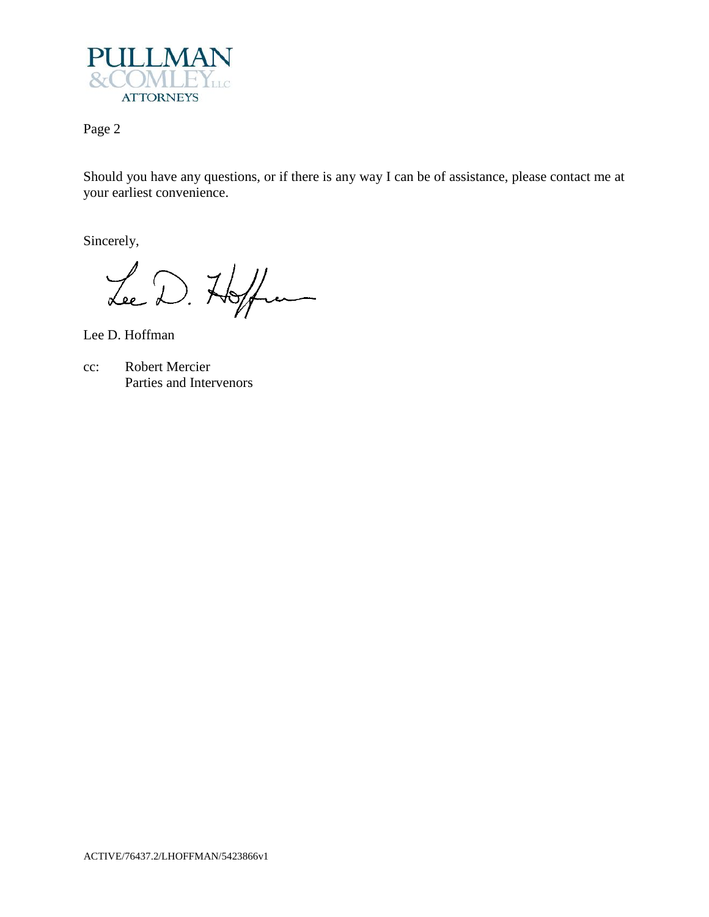Should you have any questions, or if there is any way I can be of assistance, please contact me at your earliest convenience.

Sincerely,

Lee D. Hoffman

cc: Robert Mercier
Parties and Intervenors

ACTIVE/76437.2/LHOFFMAN/5423866v1